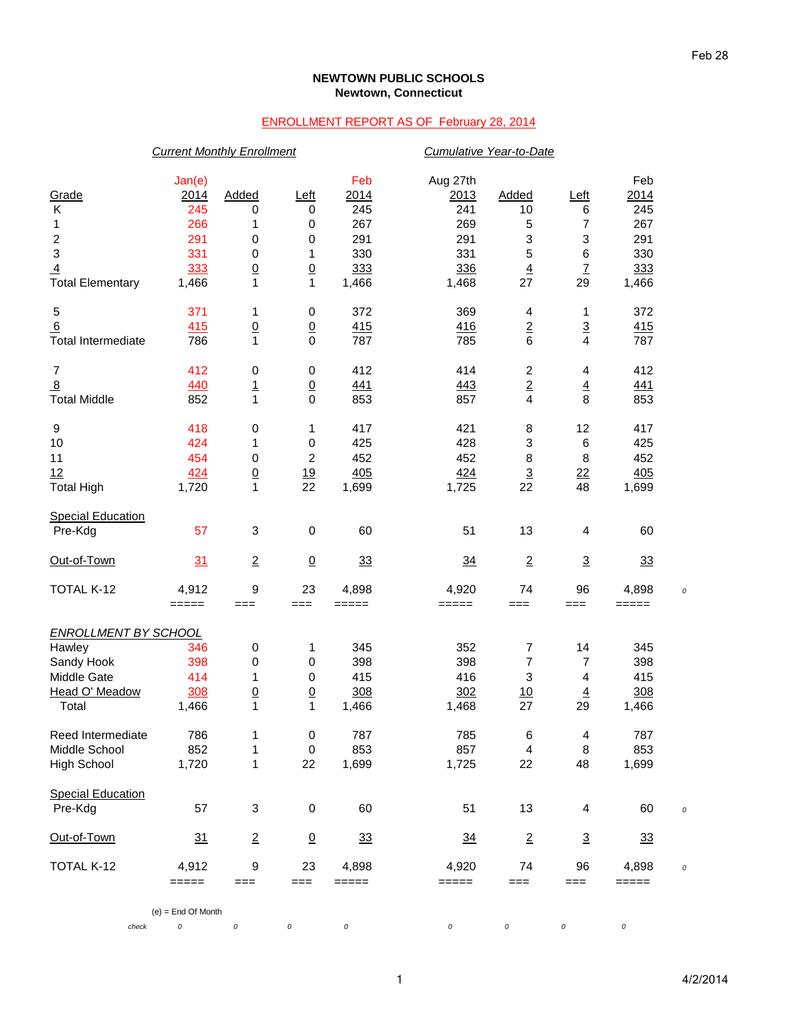Feb 28

**NEWTOWN PUBLIC SCHOOLS**
**Newtown, Connecticut**

ENROLLMENT REPORT AS OF February 28, 2014

| | *Current Monthly Enrollment* | | | | *Cumulative Year-to-Date* | | | | |
|---|---|---|---|---|---|---|---|---|---|
| Grade | Jan(e) 2014 | Added | Left | Feb 2014 | Aug 27th 2013 | Added | Left | Feb 2014 | |
| K | 245 | 0 | 0 | 245 | 241 | 10 | 6 | 245 | |
| 1 | 266 | 1 | 0 | 267 | 269 | 5 | 7 | 267 | |
| 2 | 291 | 0 | 0 | 291 | 291 | 3 | 3 | 291 | |
| 3 | 331 | 0 | 1 | 330 | 331 | 5 | 6 | 330 | |
| 4 | 333 | 0 | 0 | 333 | 336 | 4 | 7 | 333 | |
| Total Elementary | 1,466 | 1 | 1 | 1,466 | 1,468 | 27 | 29 | 1,466 | |
| 5 | 371 | 1 | 0 | 372 | 369 | 4 | 1 | 372 | |
| 6 | 415 | 0 | 0 | 415 | 416 | 2 | 3 | 415 | |
| Total Intermediate | 786 | 1 | 0 | 787 | 785 | 6 | 4 | 787 | |
| 7 | 412 | 0 | 0 | 412 | 414 | 2 | 4 | 412 | |
| 8 | 440 | 1 | 0 | 441 | 443 | 2 | 4 | 441 | |
| Total Middle | 852 | 1 | 0 | 853 | 857 | 4 | 8 | 853 | |
| 9 | 418 | 0 | 1 | 417 | 421 | 8 | 12 | 417 | |
| 10 | 424 | 1 | 0 | 425 | 428 | 3 | 6 | 425 | |
| 11 | 454 | 0 | 2 | 452 | 452 | 8 | 8 | 452 | |
| 12 | 424 | 0 | 19 | 405 | 424 | 3 | 22 | 405 | |
| Total High | 1,720 | 1 | 22 | 1,699 | 1,725 | 22 | 48 | 1,699 | |
| Special Education Pre-Kdg | 57 | 3 | 0 | 60 | 51 | 13 | 4 | 60 | |
| Out-of-Town | 31 | 2 | 0 | 33 | 34 | 2 | 3 | 33 | |
| TOTAL K-12 | 4,912 | 9 | 23 | 4,898 | 4,920 | 74 | 96 | 4,898 | 0 |
| | ===== | === | === | ===== | ===== | === | === | ===== | |
| *ENROLLMENT BY SCHOOL* | | | | | | | | | |
| Hawley | 346 | 0 | 1 | 345 | 352 | 7 | 14 | 345 | |
| Sandy Hook | 398 | 0 | 0 | 398 | 398 | 7 | 7 | 398 | |
| Middle Gate | 414 | 1 | 0 | 415 | 416 | 3 | 4 | 415 | |
| Head O' Meadow | 308 | 0 | 0 | 308 | 302 | 10 | 4 | 308 | |
| Total | 1,466 | 1 | 1 | 1,466 | 1,468 | 27 | 29 | 1,466 | |
| Reed Intermediate | 786 | 1 | 0 | 787 | 785 | 6 | 4 | 787 | |
| Middle School | 852 | 1 | 0 | 853 | 857 | 4 | 8 | 853 | |
| High School | 1,720 | 1 | 22 | 1,699 | 1,725 | 22 | 48 | 1,699 | |
| Special Education Pre-Kdg | 57 | 3 | 0 | 60 | 51 | 13 | 4 | 60 | 0 |
| Out-of-Town | 31 | 2 | 0 | 33 | 34 | 2 | 3 | 33 | |
| TOTAL K-12 | 4,912 | 9 | 23 | 4,898 | 4,920 | 74 | 96 | 4,898 | 0 |
| | ===== | === | === | ===== | ===== | === | === | ===== | |

(e) = End Of Month

| check | 0 | 0 | 0 | 0 | 0 | 0 | 0 | 0 |
|---|---|---|---|---|---|---|---|---|

4/2/2014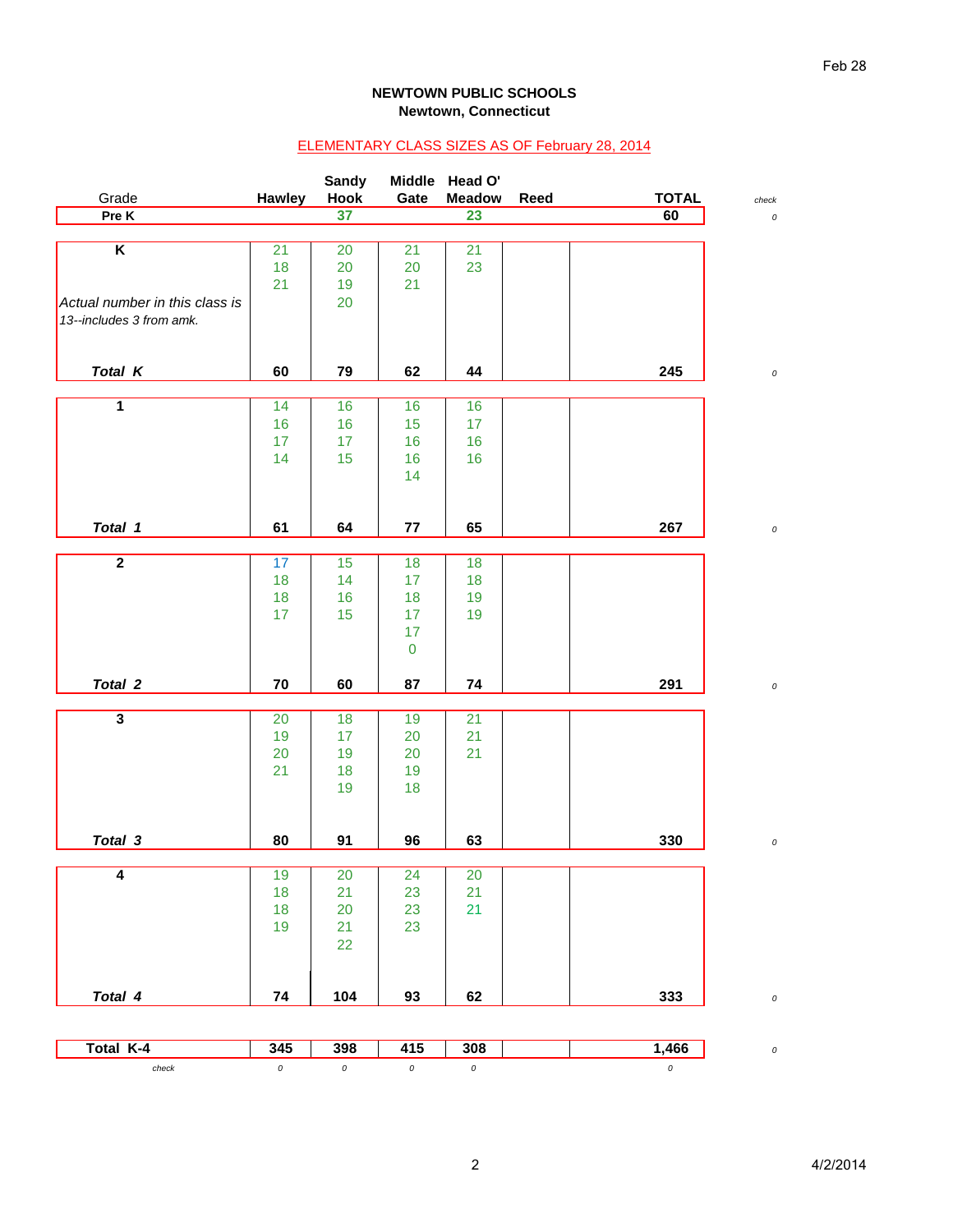Feb 28

# NEWTOWN PUBLIC SCHOOLS
## Newtown, Connecticut

ELEMENTARY CLASS SIZES AS OF February 28, 2014

| Grade | Hawley | Sandy Hook | Middle Gate | Head O' Meadow | Reed | TOTAL | check |
|---|---|---|---|---|---|---|---|
| **Pre K** | | 37 | | 23 | | 60 | 0 |
| **K** | 21 | 20 | 21 | 21 | | | |
| | 18 | 20 | 20 | 23 | | | |
| | 21 | 19 | 21 | | | | |
| *Actual number in this class is 13--includes 3 from amk.* | | 20 | | | | | |
| ***Total K*** | 60 | 79 | 62 | 44 | | 245 | 0 |
| **1** | 14 | 16 | 16 | 16 | | | |
| | 16 | 16 | 15 | 17 | | | |
| | 17 | 17 | 16 | 16 | | | |
| | 14 | 15 | 16 | 16 | | | |
| | | | 14 | | | | |
| ***Total 1*** | 61 | 64 | 77 | 65 | | 267 | 0 |
| **2** | 17 | 15 | 18 | 18 | | | |
| | 18 | 14 | 17 | 18 | | | |
| | 18 | 16 | 18 | 19 | | | |
| | 17 | 15 | 17 | 19 | | | |
| | | | 17 | | | | |
| | | | 0 | | | | |
| ***Total 2*** | 70 | 60 | 87 | 74 | | 291 | 0 |
| **3** | 20 | 18 | 19 | 21 | | | |
| | 19 | 17 | 20 | 21 | | | |
| | 20 | 19 | 20 | 21 | | | |
| | 21 | 18 | 19 | | | | |
| | | 19 | 18 | | | | |
| ***Total 3*** | 80 | 91 | 96 | 63 | | 330 | 0 |
| **4** | 19 | 20 | 24 | 20 | | | |
| | 18 | 21 | 23 | 21 | | | |
| | 18 | 20 | 23 | 21 | | | |
| | 19 | 21 | 23 | | | | |
| | | 22 | | | | | |
| ***Total 4*** | 74 | 104 | 93 | 62 | | 333 | 0 |
| **Total K-4** | 345 | 398 | 415 | 308 | | 1,466 | 0 |
| *check* | 0 | 0 | 0 | 0 | | 0 | |

4/2/2014